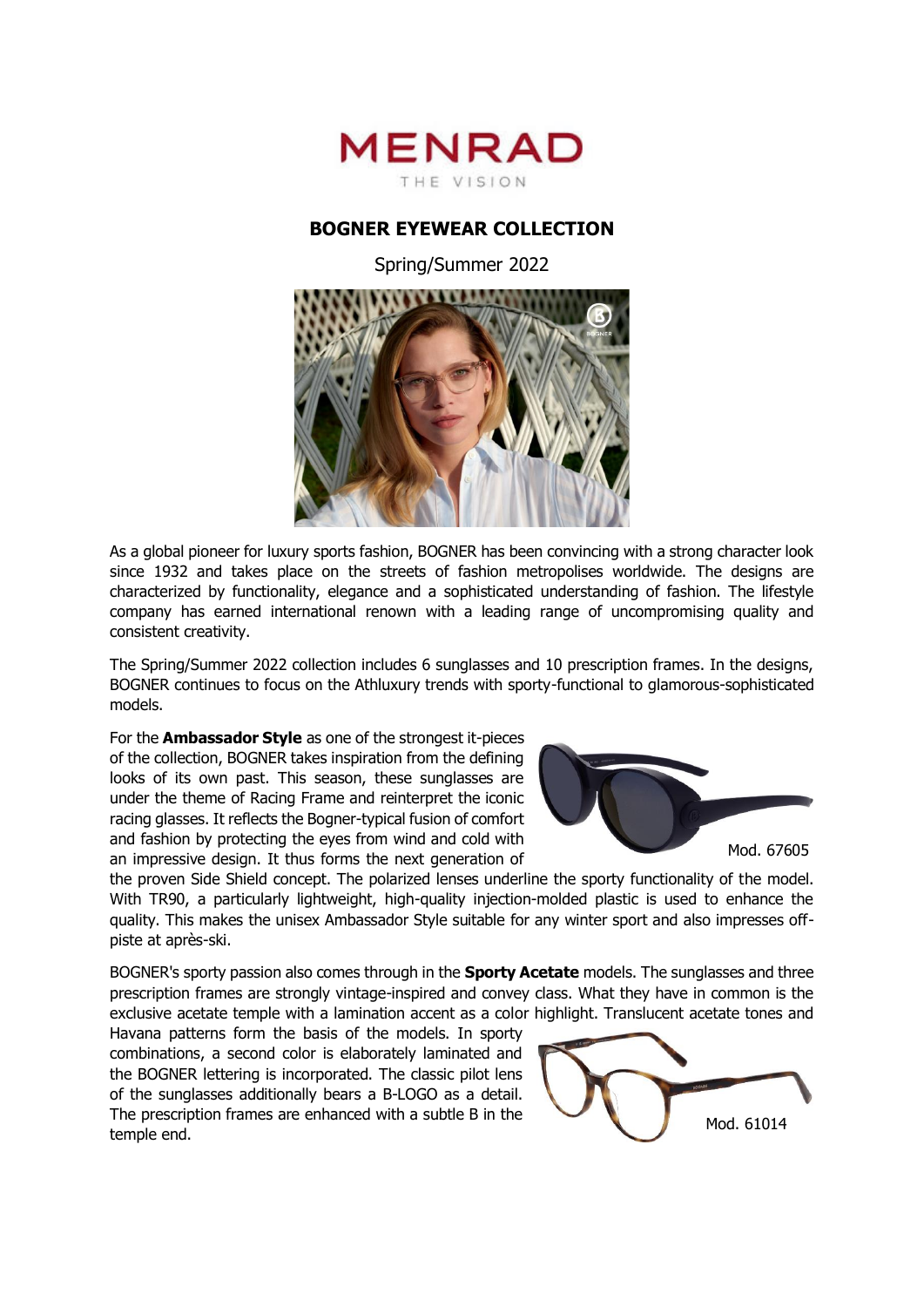MENRAD

THE VISION

# BOGNER EYEWEAR COLLECTION

Spring/Summer 2022

As a global pioneer for luxury sports fashion, BOGNER has been convincing with a strong character look since 1932 and takes place on the streets of fashion metropolises worldwide. The designs are characterized by functionality, elegance and a sophisticated understanding of fashion. The lifestyle company has earned international renown with a leading range of uncompromising quality and consistent creativity.

The Spring/Summer 2022 collection includes 6 sunglasses and 10 prescription frames. In the designs, BOGNER continues to focus on the Athluxury trends with sporty-functional to glamorous-sophisticated models.

For the **Ambassador Style** as one of the strongest it-pieces of the collection, BOGNER takes inspiration from the defining looks of its own past. This season, these sunglasses are under the theme of Racing Frame and reinterpret the iconic racing glasses. It reflects the Bogner-typical fusion of comfort and fashion by protecting the eyes from wind and cold with an impressive design. It thus forms the next generation of the proven Side Shield concept. The polarized lenses underline the sporty functionality of the model. With TR90, a particularly lightweight, high-quality injection-molded plastic is used to enhance the quality. This makes the unisex Ambassador Style suitable for any winter sport and also impresses off-piste at après-ski.

Mod. 67605

BOGNER's sporty passion also comes through in the **Sporty Acetate** models. The sunglasses and three prescription frames are strongly vintage-inspired and convey class. What they have in common is the exclusive acetate temple with a lamination accent as a color highlight. Translucent acetate tones and Havana patterns form the basis of the models. In sporty combinations, a second color is elaborately laminated and the BOGNER lettering is incorporated. The classic pilot lens of the sunglasses additionally bears a B-LOGO as a detail. The prescription frames are enhanced with a subtle B in the temple end.

Mod. 61014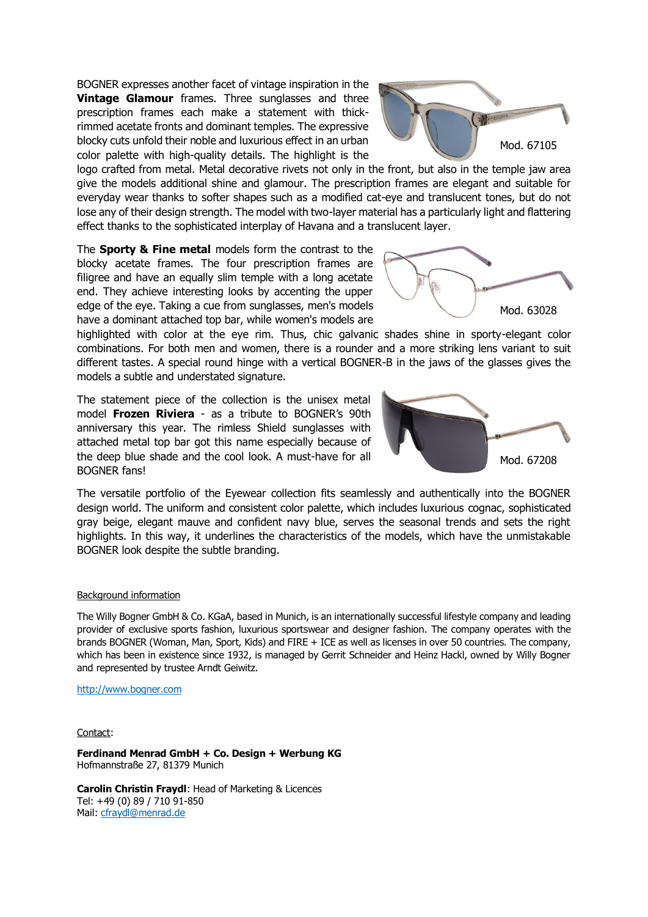BOGNER expresses another facet of vintage inspiration in the **Vintage Glamour** frames. Three sunglasses and three prescription frames each make a statement with thick-rimmed acetate fronts and dominant temples. The expressive blocky cuts unfold their noble and luxurious effect in an urban color palette with high-quality details. The highlight is the logo crafted from metal. Metal decorative rivets not only in the front, but also in the temple jaw area give the models additional shine and glamour. The prescription frames are elegant and suitable for everyday wear thanks to softer shapes such as a modified cat-eye and translucent tones, but do not lose any of their design strength. The model with two-layer material has a particularly light and flattering effect thanks to the sophisticated interplay of Havana and a translucent layer.

Mod. 67105

The **Sporty & Fine metal** models form the contrast to the blocky acetate frames. The four prescription frames are filigree and have an equally slim temple with a long acetate end. They achieve interesting looks by accenting the upper edge of the eye. Taking a cue from sunglasses, men's models have a dominant attached top bar, while women's models are highlighted with color at the eye rim. Thus, chic galvanic shades shine in sporty-elegant color combinations. For both men and women, there is a rounder and a more striking lens variant to suit different tastes. A special round hinge with a vertical BOGNER-B in the jaws of the glasses gives the models a subtle and understated signature.

Mod. 63028

The statement piece of the collection is the unisex metal model **Frozen Riviera** - as a tribute to BOGNER's 90th anniversary this year. The rimless Shield sunglasses with attached metal top bar got this name especially because of the deep blue shade and the cool look. A must-have for all BOGNER fans!

Mod. 67208

The versatile portfolio of the Eyewear collection fits seamlessly and authentically into the BOGNER design world. The uniform and consistent color palette, which includes luxurious cognac, sophisticated gray beige, elegant mauve and confident navy blue, serves the seasonal trends and sets the right highlights. In this way, it underlines the characteristics of the models, which have the unmistakable BOGNER look despite the subtle branding.

Background information

The Willy Bogner GmbH & Co. KGaA, based in Munich, is an internationally successful lifestyle company and leading provider of exclusive sports fashion, luxurious sportswear and designer fashion. The company operates with the brands BOGNER (Woman, Man, Sport, Kids) and FIRE + ICE as well as licenses in over 50 countries. The company, which has been in existence since 1932, is managed by Gerrit Schneider and Heinz Hackl, owned by Willy Bogner and represented by trustee Arndt Geiwitz.

http://www.bogner.com

Contact:

**Ferdinand Menrad GmbH + Co. Design + Werbung KG**
Hofmannstraße 27, 81379 Munich

**Carolin Christin Fraydl**: Head of Marketing & Licences
Tel: +49 (0) 89 / 710 91-850
Mail: cfraydl@menrad.de